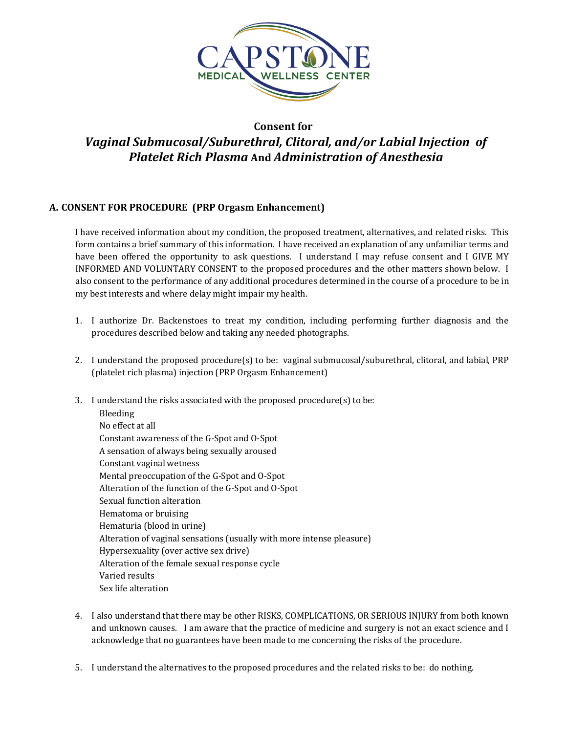CAPSTONE MEDICAL WELLNESS CENTER

## Consent for

## *Vaginal Submucosal/Suburethral, Clitoral, and/or Labial Injection of Platelet Rich Plasma* And *Administration of Anesthesia*

### A. CONSENT FOR PROCEDURE (PRP Orgasm Enhancement)

I have received information about my condition, the proposed treatment, alternatives, and related risks. This form contains a brief summary of this information. I have received an explanation of any unfamiliar terms and have been offered the opportunity to ask questions. I understand I may refuse consent and I GIVE MY INFORMED AND VOLUNTARY CONSENT to the proposed procedures and the other matters shown below. I also consent to the performance of any additional procedures determined in the course of a procedure to be in my best interests and where delay might impair my health.

1. I authorize Dr. Backenstoes to treat my condition, including performing further diagnosis and the procedures described below and taking any needed photographs.

2. I understand the proposed procedure(s) to be: vaginal submucosal/suburethral, clitoral, and labial, PRP (platelet rich plasma) injection (PRP Orgasm Enhancement)

3. I understand the risks associated with the proposed procedure(s) to be:
   - Bleeding
   - No effect at all
   - Constant awareness of the G-Spot and O-Spot
   - A sensation of always being sexually aroused
   - Constant vaginal wetness
   - Mental preoccupation of the G-Spot and O-Spot
   - Alteration of the function of the G-Spot and O-Spot
   - Sexual function alteration
   - Hematoma or bruising
   - Hematuria (blood in urine)
   - Alteration of vaginal sensations (usually with more intense pleasure)
   - Hypersexuality (over active sex drive)
   - Alteration of the female sexual response cycle
   - Varied results
   - Sex life alteration

4. I also understand that there may be other RISKS, COMPLICATIONS, OR SERIOUS INJURY from both known and unknown causes. I am aware that the practice of medicine and surgery is not an exact science and I acknowledge that no guarantees have been made to me concerning the risks of the procedure.

5. I understand the alternatives to the proposed procedures and the related risks to be: do nothing.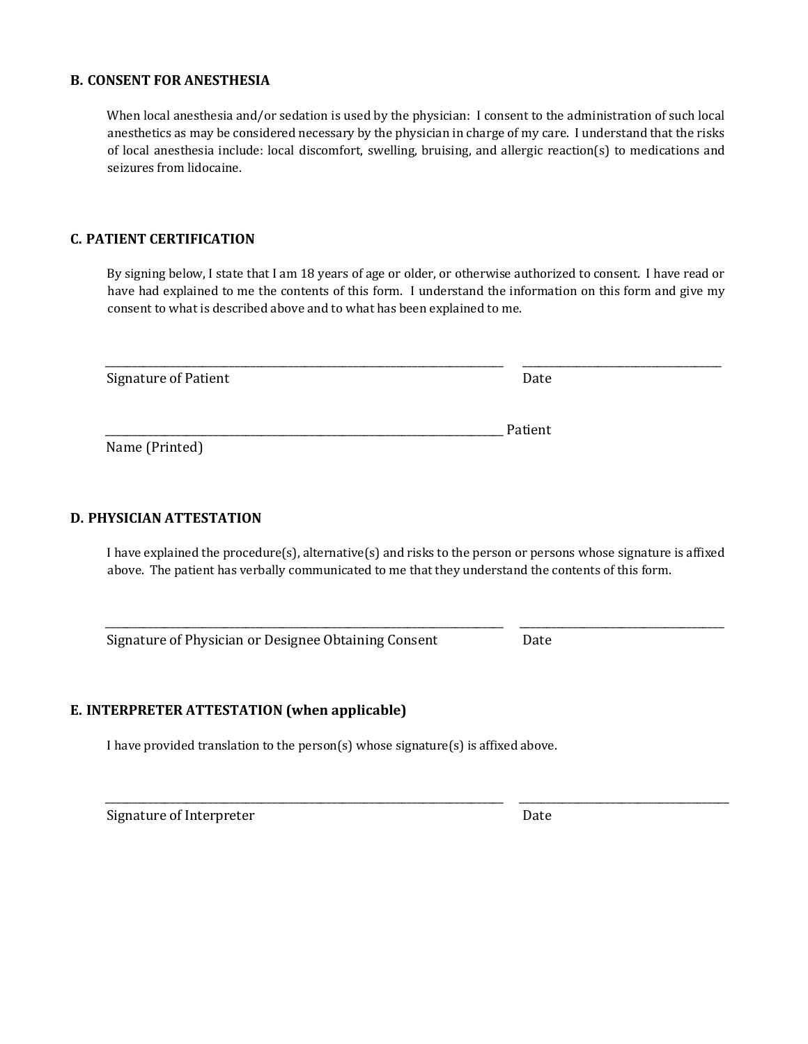## B. CONSENT FOR ANESTHESIA

When local anesthesia and/or sedation is used by the physician: I consent to the administration of such local anesthetics as may be considered necessary by the physician in charge of my care. I understand that the risks of local anesthesia include: local discomfort, swelling, bruising, and allergic reaction(s) to medications and seizures from lidocaine.

## C. PATIENT CERTIFICATION

By signing below, I state that I am 18 years of age or older, or otherwise authorized to consent. I have read or have had explained to me the contents of this form. I understand the information on this form and give my consent to what is described above and to what has been explained to me.

\_\_\_\_\_\_\_\_\_\_\_\_\_\_\_\_\_\_\_\_\_\_\_\_\_\_\_\_\_\_\_\_\_\_\_\_\_\_\_\_ \_\_\_\_\_\_\_\_\_\_\_\_\_\_\_\_\_\_\_\_\_\_\_\_

Signature of Patient Date

\_\_\_\_\_\_\_\_\_\_\_\_\_\_\_\_\_\_\_\_\_\_\_\_\_\_\_\_\_\_\_\_\_\_\_\_\_\_\_\_ Patient Name (Printed)

## D. PHYSICIAN ATTESTATION

I have explained the procedure(s), alternative(s) and risks to the person or persons whose signature is affixed above. The patient has verbally communicated to me that they understand the contents of this form.

\_\_\_\_\_\_\_\_\_\_\_\_\_\_\_\_\_\_\_\_\_\_\_\_\_\_\_\_\_\_\_\_\_\_\_\_\_\_\_\_ \_\_\_\_\_\_\_\_\_\_\_\_\_\_\_\_\_\_\_\_\_\_\_\_

Signature of Physician or Designee Obtaining Consent Date

## E. INTERPRETER ATTESTATION (when applicable)

I have provided translation to the person(s) whose signature(s) is affixed above.

\_\_\_\_\_\_\_\_\_\_\_\_\_\_\_\_\_\_\_\_\_\_\_\_\_\_\_\_\_\_\_\_\_\_\_\_\_\_\_\_ \_\_\_\_\_\_\_\_\_\_\_\_\_\_\_\_\_\_\_\_\_\_\_\_

Signature of Interpreter Date